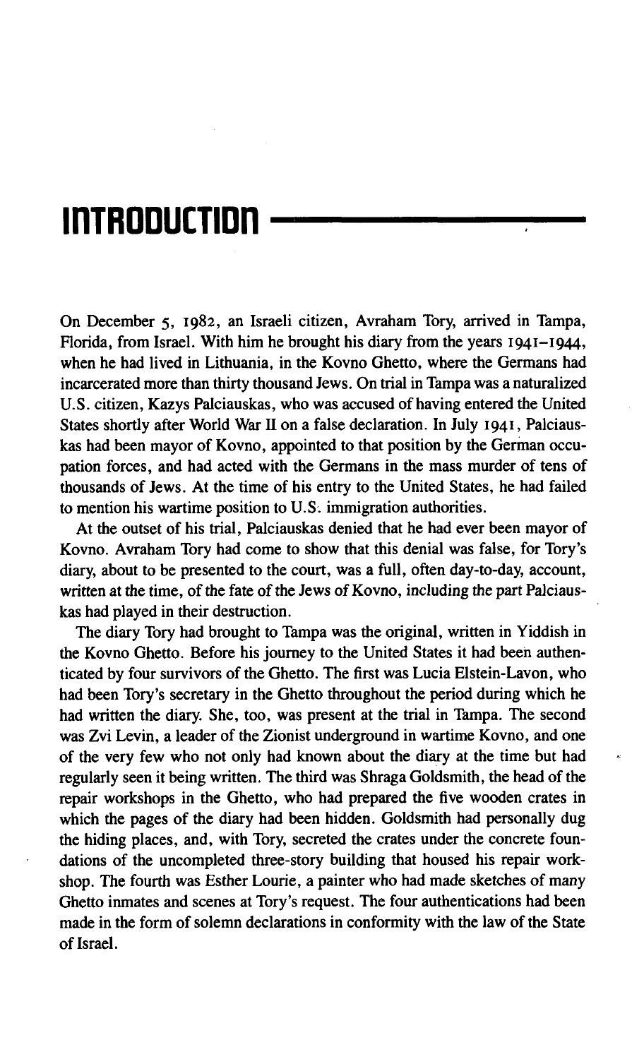# INTRODUCTION

On December 5, 1982, an Israeli citizen, Avraham Tory, arrived in Tampa, Florida, from Israel. With him he brought his diary from the years 1941–1944, when he had lived in Lithuania, in the Kovno Ghetto, where the Germans had incarcerated more than thirty thousand Jews. On trial in Tampa was a naturalized U.S. citizen, Kazys Palciauskas, who was accused of having entered the United States shortly after World War II on a false declaration. In July 1941, Palciauskas had been mayor of Kovno, appointed to that position by the German occupation forces, and had acted with the Germans in the mass murder of tens of thousands of Jews. At the time of his entry to the United States, he had failed to mention his wartime position to U.S. immigration authorities.

At the outset of his trial, Palciauskas denied that he had ever been mayor of Kovno. Avraham Tory had come to show that this denial was false, for Tory's diary, about to be presented to the court, was a full, often day-to-day, account, written at the time, of the fate of the Jews of Kovno, including the part Palciauskas had played in their destruction.

The diary Tory had brought to Tampa was the original, written in Yiddish in the Kovno Ghetto. Before his journey to the United States it had been authenticated by four survivors of the Ghetto. The first was Lucia Elstein-Lavon, who had been Tory's secretary in the Ghetto throughout the period during which he had written the diary. She, too, was present at the trial in Tampa. The second was Zvi Levin, a leader of the Zionist underground in wartime Kovno, and one of the very few who not only had known about the diary at the time but had regularly seen it being written. The third was Shraga Goldsmith, the head of the repair workshops in the Ghetto, who had prepared the five wooden crates in which the pages of the diary had been hidden. Goldsmith had personally dug the hiding places, and, with Tory, secreted the crates under the concrete foundations of the uncompleted three-story building that housed his repair workshop. The fourth was Esther Lourie, a painter who had made sketches of many Ghetto inmates and scenes at Tory's request. The four authentications had been made in the form of solemn declarations in conformity with the law of the State of Israel.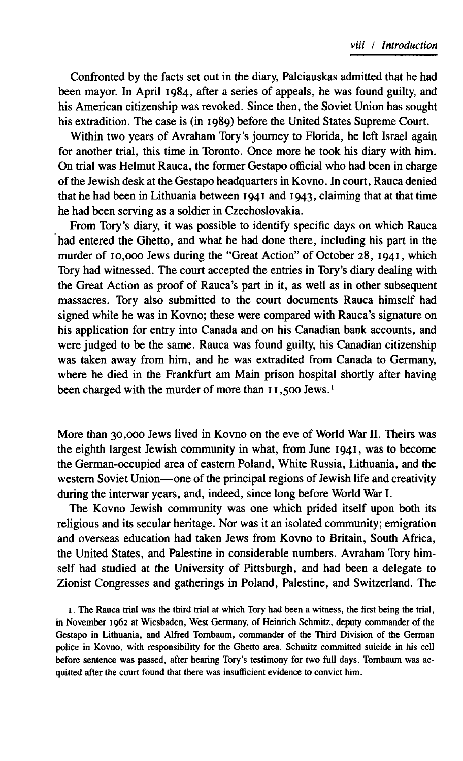Confronted by the facts set out in the diary, Palciauskas admitted that he had been mayor. In April 1984, after a series of appeals, he was found guilty, and his American citizenship was revoked. Since then, the Soviet Union has sought his extradition. The case is (in 1989) before the United States Supreme Court.

Within two years of Avraham Tory's journey to Florida, he left Israel again for another trial, this time in Toronto. Once more he took his diary with him. On trial was Helmut Rauca, the former Gestapo official who had been in charge of the Jewish desk at the Gestapo headquarters in Kovno. In court, Rauca denied that he had been in Lithuania between 1941 and 1943, claiming that at that time he had been serving as a soldier in Czechoslovakia.

From Tory's diary, it was possible to identify specific days on which Rauca had entered the Ghetto, and what he had done there, including his part in the murder of 10,000 Jews during the "Great Action" of October 28, 1941, which Tory had witnessed. The court accepted the entries in Tory's diary dealing with the Great Action as proof of Rauca's part in it, as well as in other subsequent massacres. Tory also submitted to the court documents Rauca himself had signed while he was in Kovno; these were compared with Rauca's signature on his application for entry into Canada and on his Canadian bank accounts, and were judged to be the same. Rauca was found guilty, his Canadian citizenship was taken away from him, and he was extradited from Canada to Germany, where he died in the Frankfurt am Main prison hospital shortly after having been charged with the murder of more than 11,500 Jews.[1]

More than 30,000 Jews lived in Kovno on the eve of World War II. Theirs was the eighth largest Jewish community in what, from June 1941, was to become the German-occupied area of eastern Poland, White Russia, Lithuania, and the western Soviet Union—one of the principal regions of Jewish life and creativity during the interwar years, and, indeed, since long before World War I.

The Kovno Jewish community was one which prided itself upon both its religious and its secular heritage. Nor was it an isolated community; emigration and overseas education had taken Jews from Kovno to Britain, South Africa, the United States, and Palestine in considerable numbers. Avraham Tory himself had studied at the University of Pittsburgh, and had been a delegate to Zionist Congresses and gatherings in Poland, Palestine, and Switzerland. The

[1]. The Rauca trial was the third trial at which Tory had been a witness, the first being the trial, in November 1962 at Wiesbaden, West Germany, of Heinrich Schmitz, deputy commander of the Gestapo in Lithuania, and Alfred Tornbaum, commander of the Third Division of the German police in Kovno, with responsibility for the Ghetto area. Schmitz committed suicide in his cell before sentence was passed, after hearing Tory's testimony for two full days. Tornbaum was acquitted after the court found that there was insufficient evidence to convict him.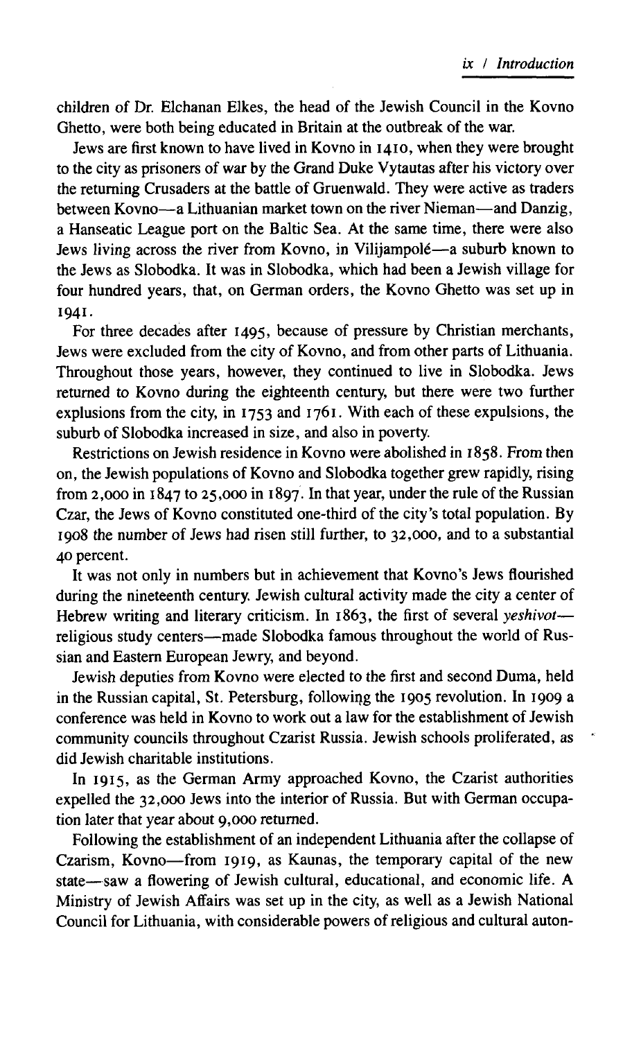children of Dr. Elchanan Elkes, the head of the Jewish Council in the Kovno Ghetto, were both being educated in Britain at the outbreak of the war.

Jews are first known to have lived in Kovno in 1410, when they were brought to the city as prisoners of war by the Grand Duke Vytautas after his victory over the returning Crusaders at the battle of Gruenwald. They were active as traders between Kovno—a Lithuanian market town on the river Nieman—and Danzig, a Hanseatic League port on the Baltic Sea. At the same time, there were also Jews living across the river from Kovno, in Vilijampolė—a suburb known to the Jews as Slobodka. It was in Slobodka, which had been a Jewish village for four hundred years, that, on German orders, the Kovno Ghetto was set up in 1941.

For three decades after 1495, because of pressure by Christian merchants, Jews were excluded from the city of Kovno, and from other parts of Lithuania. Throughout those years, however, they continued to live in Slobodka. Jews returned to Kovno during the eighteenth century, but there were two further expulsions from the city, in 1753 and 1761. With each of these expulsions, the suburb of Slobodka increased in size, and also in poverty.

Restrictions on Jewish residence in Kovno were abolished in 1858. From then on, the Jewish populations of Kovno and Slobodka together grew rapidly, rising from 2,000 in 1847 to 25,000 in 1897. In that year, under the rule of the Russian Czar, the Jews of Kovno constituted one-third of the city's total population. By 1908 the number of Jews had risen still further, to 32,000, and to a substantial 40 percent.

It was not only in numbers but in achievement that Kovno's Jews flourished during the nineteenth century. Jewish cultural activity made the city a center of Hebrew writing and literary criticism. In 1863, the first of several *yeshivot*—religious study centers—made Slobodka famous throughout the world of Russian and Eastern European Jewry, and beyond.

Jewish deputies from Kovno were elected to the first and second Duma, held in the Russian capital, St. Petersburg, following the 1905 revolution. In 1909 a conference was held in Kovno to work out a law for the establishment of Jewish community councils throughout Czarist Russia. Jewish schools proliferated, as did Jewish charitable institutions.

In 1915, as the German Army approached Kovno, the Czarist authorities expelled the 32,000 Jews into the interior of Russia. But with German occupation later that year about 9,000 returned.

Following the establishment of an independent Lithuania after the collapse of Czarism, Kovno—from 1919, as Kaunas, the temporary capital of the new state—saw a flowering of Jewish cultural, educational, and economic life. A Ministry of Jewish Affairs was set up in the city, as well as a Jewish National Council for Lithuania, with considerable powers of religious and cultural auton-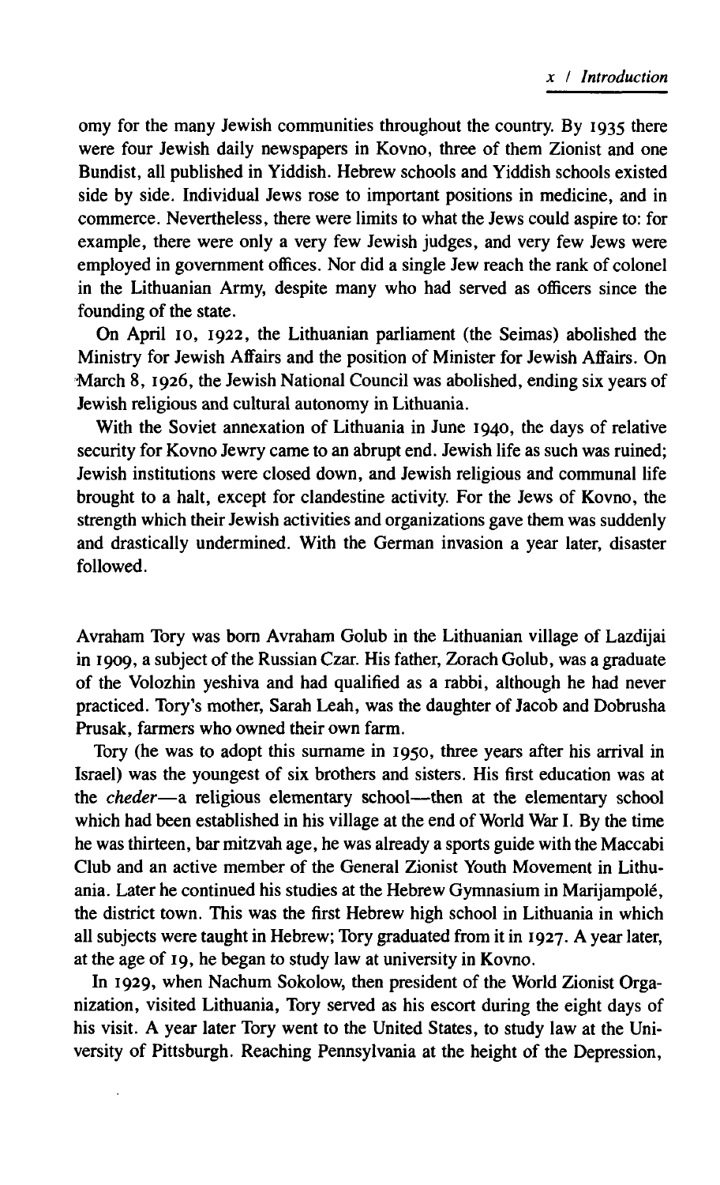omy for the many Jewish communities throughout the country. By 1935 there were four Jewish daily newspapers in Kovno, three of them Zionist and one Bundist, all published in Yiddish. Hebrew schools and Yiddish schools existed side by side. Individual Jews rose to important positions in medicine, and in commerce. Nevertheless, there were limits to what the Jews could aspire to: for example, there were only a very few Jewish judges, and very few Jews were employed in government offices. Nor did a single Jew reach the rank of colonel in the Lithuanian Army, despite many who had served as officers since the founding of the state.

On April 10, 1922, the Lithuanian parliament (the Seimas) abolished the Ministry for Jewish Affairs and the position of Minister for Jewish Affairs. On March 8, 1926, the Jewish National Council was abolished, ending six years of Jewish religious and cultural autonomy in Lithuania.

With the Soviet annexation of Lithuania in June 1940, the days of relative security for Kovno Jewry came to an abrupt end. Jewish life as such was ruined; Jewish institutions were closed down, and Jewish religious and communal life brought to a halt, except for clandestine activity. For the Jews of Kovno, the strength which their Jewish activities and organizations gave them was suddenly and drastically undermined. With the German invasion a year later, disaster followed.

Avraham Tory was born Avraham Golub in the Lithuanian village of Lazdijai in 1909, a subject of the Russian Czar. His father, Zorach Golub, was a graduate of the Volozhin yeshiva and had qualified as a rabbi, although he had never practiced. Tory's mother, Sarah Leah, was the daughter of Jacob and Dobrusha Prusak, farmers who owned their own farm.

Tory (he was to adopt this surname in 1950, three years after his arrival in Israel) was the youngest of six brothers and sisters. His first education was at the *cheder*—a religious elementary school—then at the elementary school which had been established in his village at the end of World War I. By the time he was thirteen, bar mitzvah age, he was already a sports guide with the Maccabi Club and an active member of the General Zionist Youth Movement in Lithuania. Later he continued his studies at the Hebrew Gymnasium in Marijampolė, the district town. This was the first Hebrew high school in Lithuania in which all subjects were taught in Hebrew; Tory graduated from it in 1927. A year later, at the age of 19, he began to study law at university in Kovno.

In 1929, when Nachum Sokolow, then president of the World Zionist Organization, visited Lithuania, Tory served as his escort during the eight days of his visit. A year later Tory went to the United States, to study law at the University of Pittsburgh. Reaching Pennsylvania at the height of the Depression,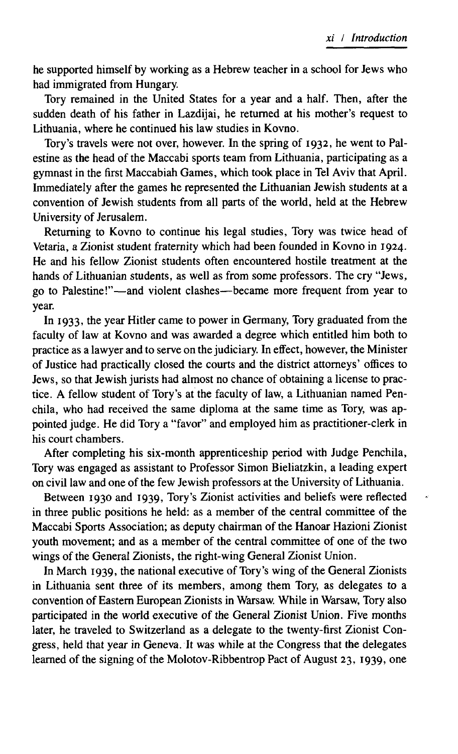he supported himself by working as a Hebrew teacher in a school for Jews who had immigrated from Hungary.

Tory remained in the United States for a year and a half. Then, after the sudden death of his father in Lazdijai, he returned at his mother's request to Lithuania, where he continued his law studies in Kovno.

Tory's travels were not over, however. In the spring of 1932, he went to Palestine as the head of the Maccabi sports team from Lithuania, participating as a gymnast in the first Maccabiah Games, which took place in Tel Aviv that April. Immediately after the games he represented the Lithuanian Jewish students at a convention of Jewish students from all parts of the world, held at the Hebrew University of Jerusalem.

Returning to Kovno to continue his legal studies, Tory was twice head of Vetaria, a Zionist student fraternity which had been founded in Kovno in 1924. He and his fellow Zionist students often encountered hostile treatment at the hands of Lithuanian students, as well as from some professors. The cry "Jews, go to Palestine!"—and violent clashes—became more frequent from year to year.

In 1933, the year Hitler came to power in Germany, Tory graduated from the faculty of law at Kovno and was awarded a degree which entitled him both to practice as a lawyer and to serve on the judiciary. In effect, however, the Minister of Justice had practically closed the courts and the district attorneys' offices to Jews, so that Jewish jurists had almost no chance of obtaining a license to practice. A fellow student of Tory's at the faculty of law, a Lithuanian named Penchila, who had received the same diploma at the same time as Tory, was appointed judge. He did Tory a "favor" and employed him as practitioner-clerk in his court chambers.

After completing his six-month apprenticeship period with Judge Penchila, Tory was engaged as assistant to Professor Simon Bieliatzkin, a leading expert on civil law and one of the few Jewish professors at the University of Lithuania.

Between 1930 and 1939, Tory's Zionist activities and beliefs were reflected in three public positions he held: as a member of the central committee of the Maccabi Sports Association; as deputy chairman of the Hanoar Hazioni Zionist youth movement; and as a member of the central committee of one of the two wings of the General Zionists, the right-wing General Zionist Union.

In March 1939, the national executive of Tory's wing of the General Zionists in Lithuania sent three of its members, among them Tory, as delegates to a convention of Eastern European Zionists in Warsaw. While in Warsaw, Tory also participated in the world executive of the General Zionist Union. Five months later, he traveled to Switzerland as a delegate to the twenty-first Zionist Congress, held that year in Geneva. It was while at the Congress that the delegates learned of the signing of the Molotov-Ribbentrop Pact of August 23, 1939, one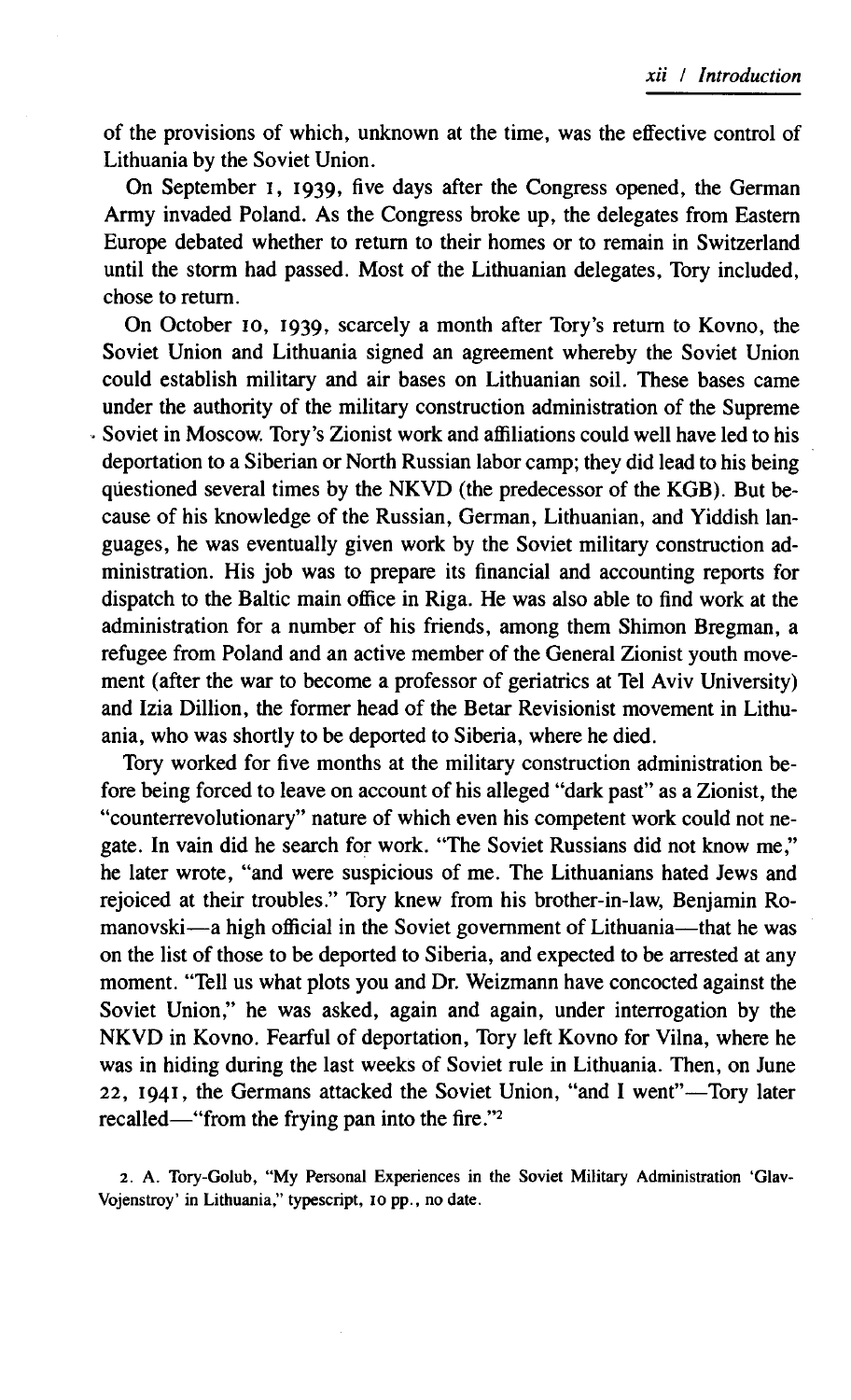of the provisions of which, unknown at the time, was the effective control of Lithuania by the Soviet Union.

On September 1, 1939, five days after the Congress opened, the German Army invaded Poland. As the Congress broke up, the delegates from Eastern Europe debated whether to return to their homes or to remain in Switzerland until the storm had passed. Most of the Lithuanian delegates, Tory included, chose to return.

On October 10, 1939, scarcely a month after Tory's return to Kovno, the Soviet Union and Lithuania signed an agreement whereby the Soviet Union could establish military and air bases on Lithuanian soil. These bases came under the authority of the military construction administration of the Supreme Soviet in Moscow. Tory's Zionist work and affiliations could well have led to his deportation to a Siberian or North Russian labor camp; they did lead to his being questioned several times by the NKVD (the predecessor of the KGB). But because of his knowledge of the Russian, German, Lithuanian, and Yiddish languages, he was eventually given work by the Soviet military construction administration. His job was to prepare its financial and accounting reports for dispatch to the Baltic main office in Riga. He was also able to find work at the administration for a number of his friends, among them Shimon Bregman, a refugee from Poland and an active member of the General Zionist youth movement (after the war to become a professor of geriatrics at Tel Aviv University) and Izia Dillion, the former head of the Betar Revisionist movement in Lithuania, who was shortly to be deported to Siberia, where he died.

Tory worked for five months at the military construction administration before being forced to leave on account of his alleged "dark past" as a Zionist, the "counterrevolutionary" nature of which even his competent work could not negate. In vain did he search for work. "The Soviet Russians did not know me," he later wrote, "and were suspicious of me. The Lithuanians hated Jews and rejoiced at their troubles." Tory knew from his brother-in-law, Benjamin Romanovski—a high official in the Soviet government of Lithuania—that he was on the list of those to be deported to Siberia, and expected to be arrested at any moment. "Tell us what plots you and Dr. Weizmann have concocted against the Soviet Union," he was asked, again and again, under interrogation by the NKVD in Kovno. Fearful of deportation, Tory left Kovno for Vilna, where he was in hiding during the last weeks of Soviet rule in Lithuania. Then, on June 22, 1941, the Germans attacked the Soviet Union, "and I went"—Tory later recalled—"from the frying pan into the fire."[2]

2. A. Tory-Golub, "My Personal Experiences in the Soviet Military Administration 'Glav-Vojenstroy' in Lithuania," typescript, 10 pp., no date.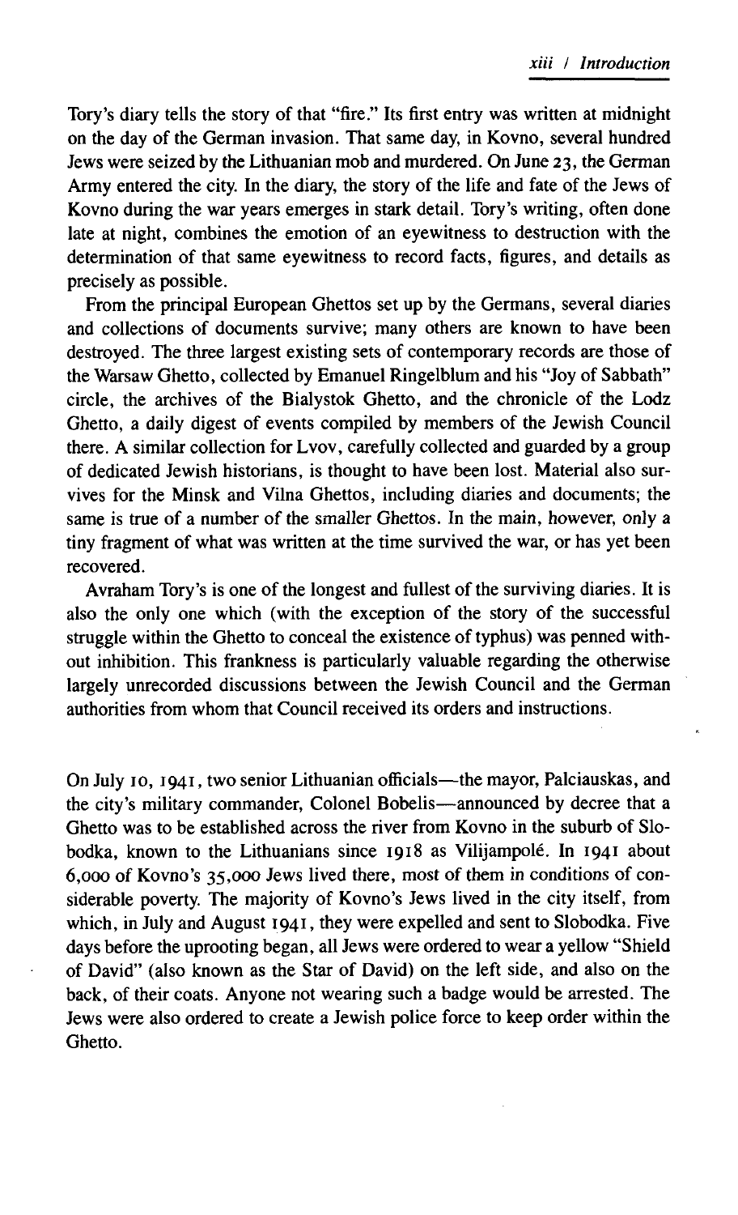Tory's diary tells the story of that "fire." Its first entry was written at midnight on the day of the German invasion. That same day, in Kovno, several hundred Jews were seized by the Lithuanian mob and murdered. On June 23, the German Army entered the city. In the diary, the story of the life and fate of the Jews of Kovno during the war years emerges in stark detail. Tory's writing, often done late at night, combines the emotion of an eyewitness to destruction with the determination of that same eyewitness to record facts, figures, and details as precisely as possible.

From the principal European Ghettos set up by the Germans, several diaries and collections of documents survive; many others are known to have been destroyed. The three largest existing sets of contemporary records are those of the Warsaw Ghetto, collected by Emanuel Ringelblum and his "Joy of Sabbath" circle, the archives of the Bialystok Ghetto, and the chronicle of the Lodz Ghetto, a daily digest of events compiled by members of the Jewish Council there. A similar collection for Lvov, carefully collected and guarded by a group of dedicated Jewish historians, is thought to have been lost. Material also survives for the Minsk and Vilna Ghettos, including diaries and documents; the same is true of a number of the smaller Ghettos. In the main, however, only a tiny fragment of what was written at the time survived the war, or has yet been recovered.

Avraham Tory's is one of the longest and fullest of the surviving diaries. It is also the only one which (with the exception of the story of the successful struggle within the Ghetto to conceal the existence of typhus) was penned without inhibition. This frankness is particularly valuable regarding the otherwise largely unrecorded discussions between the Jewish Council and the German authorities from whom that Council received its orders and instructions.

On July 10, 1941, two senior Lithuanian officials—the mayor, Palciauskas, and the city's military commander, Colonel Bobelis—announced by decree that a Ghetto was to be established across the river from Kovno in the suburb of Slobodka, known to the Lithuanians since 1918 as Vilijampolé. In 1941 about 6,000 of Kovno's 35,000 Jews lived there, most of them in conditions of considerable poverty. The majority of Kovno's Jews lived in the city itself, from which, in July and August 1941, they were expelled and sent to Slobodka. Five days before the uprooting began, all Jews were ordered to wear a yellow "Shield of David" (also known as the Star of David) on the left side, and also on the back, of their coats. Anyone not wearing such a badge would be arrested. The Jews were also ordered to create a Jewish police force to keep order within the Ghetto.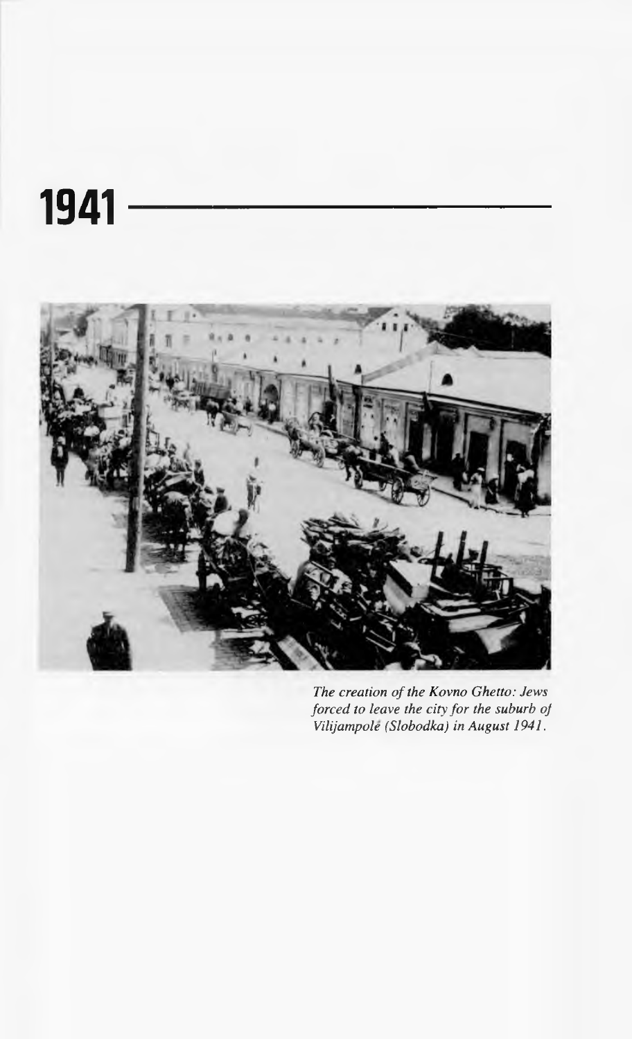# 1941

*The creation of the Kovno Ghetto: Jews forced to leave the city for the suburb of Vilijampolė (Slobodka) in August 1941.*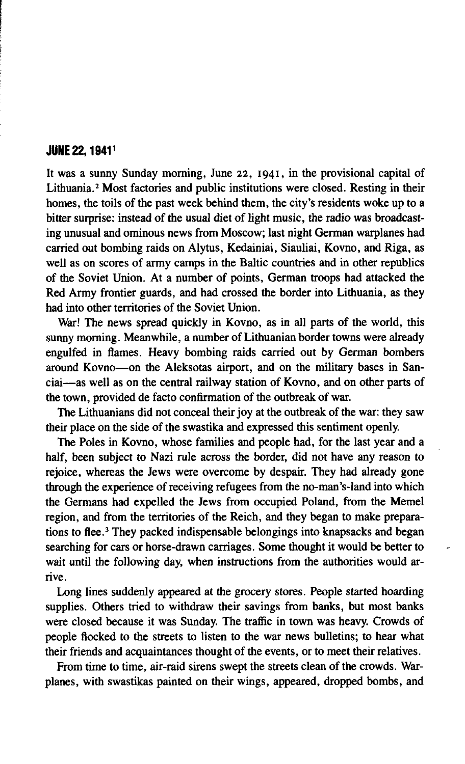## JUNE 22, 1941[1]

It was a sunny Sunday morning, June 22, 1941, in the provisional capital of Lithuania.[2] Most factories and public institutions were closed. Resting in their homes, the toils of the past week behind them, the city's residents woke up to a bitter surprise: instead of the usual diet of light music, the radio was broadcasting unusual and ominous news from Moscow; last night German warplanes had carried out bombing raids on Alytus, Kedainiai, Siauliai, Kovno, and Riga, as well as on scores of army camps in the Baltic countries and in other republics of the Soviet Union. At a number of points, German troops had attacked the Red Army frontier guards, and had crossed the border into Lithuania, as they had into other territories of the Soviet Union.

War! The news spread quickly in Kovno, as in all parts of the world, this sunny morning. Meanwhile, a number of Lithuanian border towns were already engulfed in flames. Heavy bombing raids carried out by German bombers around Kovno—on the Aleksotas airport, and on the military bases in Sanciai—as well as on the central railway station of Kovno, and on other parts of the town, provided de facto confirmation of the outbreak of war.

The Lithuanians did not conceal their joy at the outbreak of the war: they saw their place on the side of the swastika and expressed this sentiment openly.

The Poles in Kovno, whose families and people had, for the last year and a half, been subject to Nazi rule across the border, did not have any reason to rejoice, whereas the Jews were overcome by despair. They had already gone through the experience of receiving refugees from the no-man's-land into which the Germans had expelled the Jews from occupied Poland, from the Memel region, and from the territories of the Reich, and they began to make preparations to flee.[3] They packed indispensable belongings into knapsacks and began searching for cars or horse-drawn carriages. Some thought it would be better to wait until the following day, when instructions from the authorities would arrive.

Long lines suddenly appeared at the grocery stores. People started hoarding supplies. Others tried to withdraw their savings from banks, but most banks were closed because it was Sunday. The traffic in town was heavy. Crowds of people flocked to the streets to listen to the war news bulletins; to hear what their friends and acquaintances thought of the events, or to meet their relatives.

From time to time, air-raid sirens swept the streets clean of the crowds. Warplanes, with swastikas painted on their wings, appeared, dropped bombs, and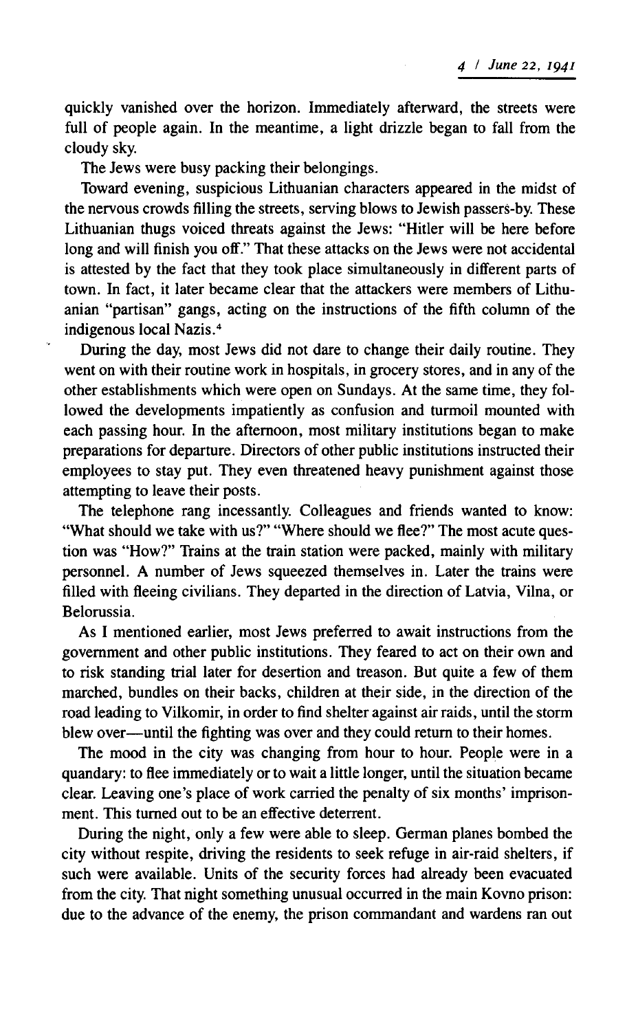quickly vanished over the horizon. Immediately afterward, the streets were full of people again. In the meantime, a light drizzle began to fall from the cloudy sky.

The Jews were busy packing their belongings.

Toward evening, suspicious Lithuanian characters appeared in the midst of the nervous crowds filling the streets, serving blows to Jewish passers-by. These Lithuanian thugs voiced threats against the Jews: "Hitler will be here before long and will finish you off." That these attacks on the Jews were not accidental is attested by the fact that they took place simultaneously in different parts of town. In fact, it later became clear that the attackers were members of Lithuanian "partisan" gangs, acting on the instructions of the fifth column of the indigenous local Nazis.[4]

During the day, most Jews did not dare to change their daily routine. They went on with their routine work in hospitals, in grocery stores, and in any of the other establishments which were open on Sundays. At the same time, they followed the developments impatiently as confusion and turmoil mounted with each passing hour. In the afternoon, most military institutions began to make preparations for departure. Directors of other public institutions instructed their employees to stay put. They even threatened heavy punishment against those attempting to leave their posts.

The telephone rang incessantly. Colleagues and friends wanted to know: "What should we take with us?" "Where should we flee?" The most acute question was "How?" Trains at the train station were packed, mainly with military personnel. A number of Jews squeezed themselves in. Later the trains were filled with fleeing civilians. They departed in the direction of Latvia, Vilna, or Belorussia.

As I mentioned earlier, most Jews preferred to await instructions from the government and other public institutions. They feared to act on their own and to risk standing trial later for desertion and treason. But quite a few of them marched, bundles on their backs, children at their side, in the direction of the road leading to Vilkomir, in order to find shelter against air raids, until the storm blew over—until the fighting was over and they could return to their homes.

The mood in the city was changing from hour to hour. People were in a quandary: to flee immediately or to wait a little longer, until the situation became clear. Leaving one's place of work carried the penalty of six months' imprisonment. This turned out to be an effective deterrent.

During the night, only a few were able to sleep. German planes bombed the city without respite, driving the residents to seek refuge in air-raid shelters, if such were available. Units of the security forces had already been evacuated from the city. That night something unusual occurred in the main Kovno prison: due to the advance of the enemy, the prison commandant and wardens ran out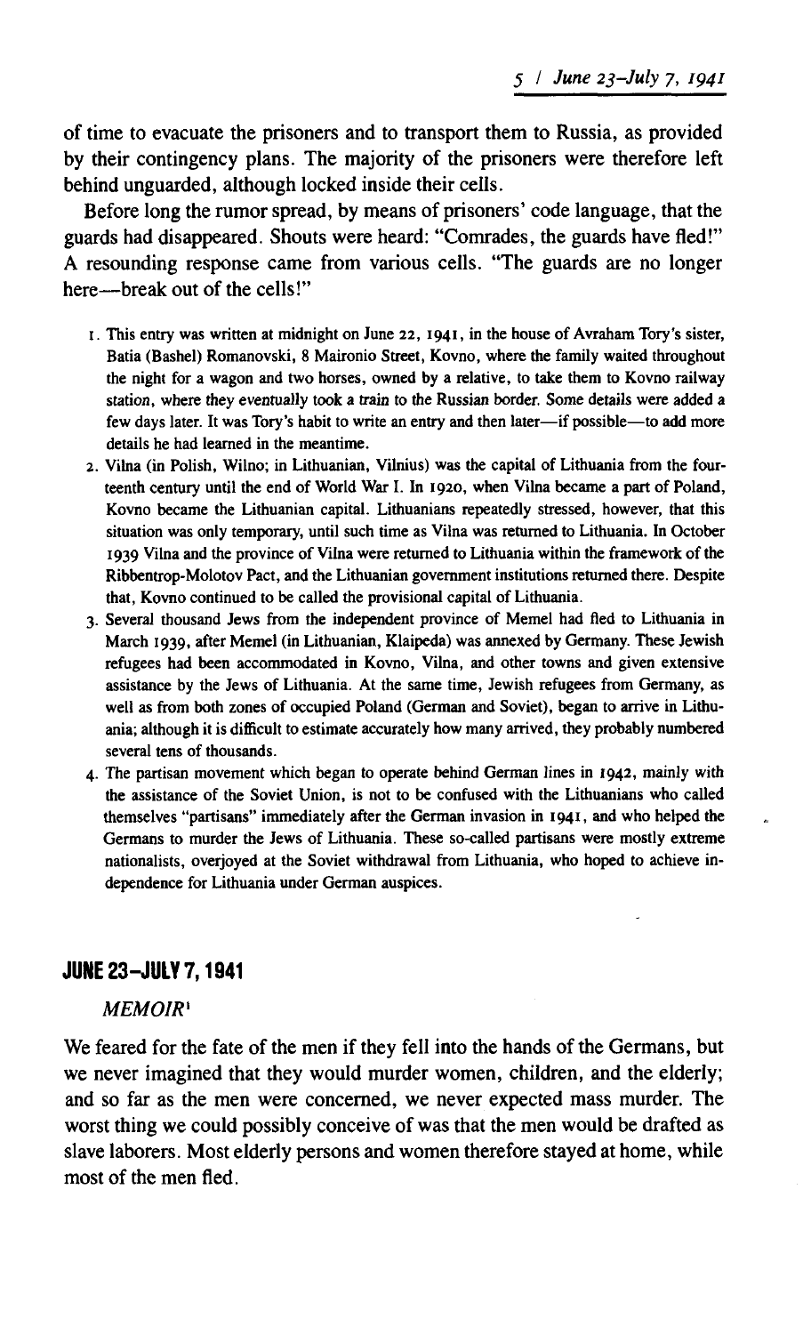of time to evacuate the prisoners and to transport them to Russia, as provided by their contingency plans. The majority of the prisoners were therefore left behind unguarded, although locked inside their cells.

Before long the rumor spread, by means of prisoners' code language, that the guards had disappeared. Shouts were heard: "Comrades, the guards have fled!" A resounding response came from various cells. "The guards are no longer here—break out of the cells!"

1. This entry was written at midnight on June 22, 1941, in the house of Avraham Tory's sister, Batia (Bashel) Romanovski, 8 Maironio Street, Kovno, where the family waited throughout the night for a wagon and two horses, owned by a relative, to take them to Kovno railway station, where they eventually took a train to the Russian border. Some details were added a few days later. It was Tory's habit to write an entry and then later—if possible—to add more details he had learned in the meantime.
2. Vilna (in Polish, Wilno; in Lithuanian, Vilnius) was the capital of Lithuania from the fourteenth century until the end of World War I. In 1920, when Vilna became a part of Poland, Kovno became the Lithuanian capital. Lithuanians repeatedly stressed, however, that this situation was only temporary, until such time as Vilna was returned to Lithuania. In October 1939 Vilna and the province of Vilna were returned to Lithuania within the framework of the Ribbentrop-Molotov Pact, and the Lithuanian government institutions returned there. Despite that, Kovno continued to be called the provisional capital of Lithuania.
3. Several thousand Jews from the independent province of Memel had fled to Lithuania in March 1939, after Memel (in Lithuanian, Klaipeda) was annexed by Germany. These Jewish refugees had been accommodated in Kovno, Vilna, and other towns and given extensive assistance by the Jews of Lithuania. At the same time, Jewish refugees from Germany, as well as from both zones of occupied Poland (German and Soviet), began to arrive in Lithuania; although it is difficult to estimate accurately how many arrived, they probably numbered several tens of thousands.
4. The partisan movement which began to operate behind German lines in 1942, mainly with the assistance of the Soviet Union, is not to be confused with the Lithuanians who called themselves "partisans" immediately after the German invasion in 1941, and who helped the Germans to murder the Jews of Lithuania. These so-called partisans were mostly extreme nationalists, overjoyed at the Soviet withdrawal from Lithuania, who hoped to achieve independence for Lithuania under German auspices.

## JUNE 23–JULY 7, 1941

*MEMOIR*[1]

We feared for the fate of the men if they fell into the hands of the Germans, but we never imagined that they would murder women, children, and the elderly; and so far as the men were concerned, we never expected mass murder. The worst thing we could possibly conceive of was that the men would be drafted as slave laborers. Most elderly persons and women therefore stayed at home, while most of the men fled.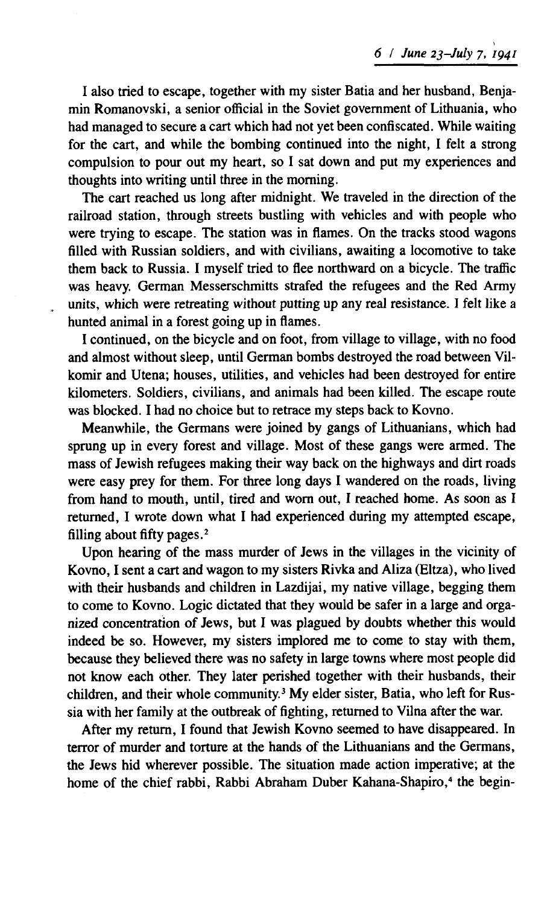I also tried to escape, together with my sister Batia and her husband, Benjamin Romanovski, a senior official in the Soviet government of Lithuania, who had managed to secure a cart which had not yet been confiscated. While waiting for the cart, and while the bombing continued into the night, I felt a strong compulsion to pour out my heart, so I sat down and put my experiences and thoughts into writing until three in the morning.

The cart reached us long after midnight. We traveled in the direction of the railroad station, through streets bustling with vehicles and with people who were trying to escape. The station was in flames. On the tracks stood wagons filled with Russian soldiers, and with civilians, awaiting a locomotive to take them back to Russia. I myself tried to flee northward on a bicycle. The traffic was heavy. German Messerschmitts strafed the refugees and the Red Army units, which were retreating without putting up any real resistance. I felt like a hunted animal in a forest going up in flames.

I continued, on the bicycle and on foot, from village to village, with no food and almost without sleep, until German bombs destroyed the road between Vilkomir and Utena; houses, utilities, and vehicles had been destroyed for entire kilometers. Soldiers, civilians, and animals had been killed. The escape route was blocked. I had no choice but to retrace my steps back to Kovno.

Meanwhile, the Germans were joined by gangs of Lithuanians, which had sprung up in every forest and village. Most of these gangs were armed. The mass of Jewish refugees making their way back on the highways and dirt roads were easy prey for them. For three long days I wandered on the roads, living from hand to mouth, until, tired and worn out, I reached home. As soon as I returned, I wrote down what I had experienced during my attempted escape, filling about fifty pages.[2]

Upon hearing of the mass murder of Jews in the villages in the vicinity of Kovno, I sent a cart and wagon to my sisters Rivka and Aliza (Eltza), who lived with their husbands and children in Lazdijai, my native village, begging them to come to Kovno. Logic dictated that they would be safer in a large and organized concentration of Jews, but I was plagued by doubts whether this would indeed be so. However, my sisters implored me to come to stay with them, because they believed there was no safety in large towns where most people did not know each other. They later perished together with their husbands, their children, and their whole community.[3] My elder sister, Batia, who left for Russia with her family at the outbreak of fighting, returned to Vilna after the war.

After my return, I found that Jewish Kovno seemed to have disappeared. In terror of murder and torture at the hands of the Lithuanians and the Germans, the Jews hid wherever possible. The situation made action imperative; at the home of the chief rabbi, Rabbi Abraham Duber Kahana-Shapiro,[4] the begin-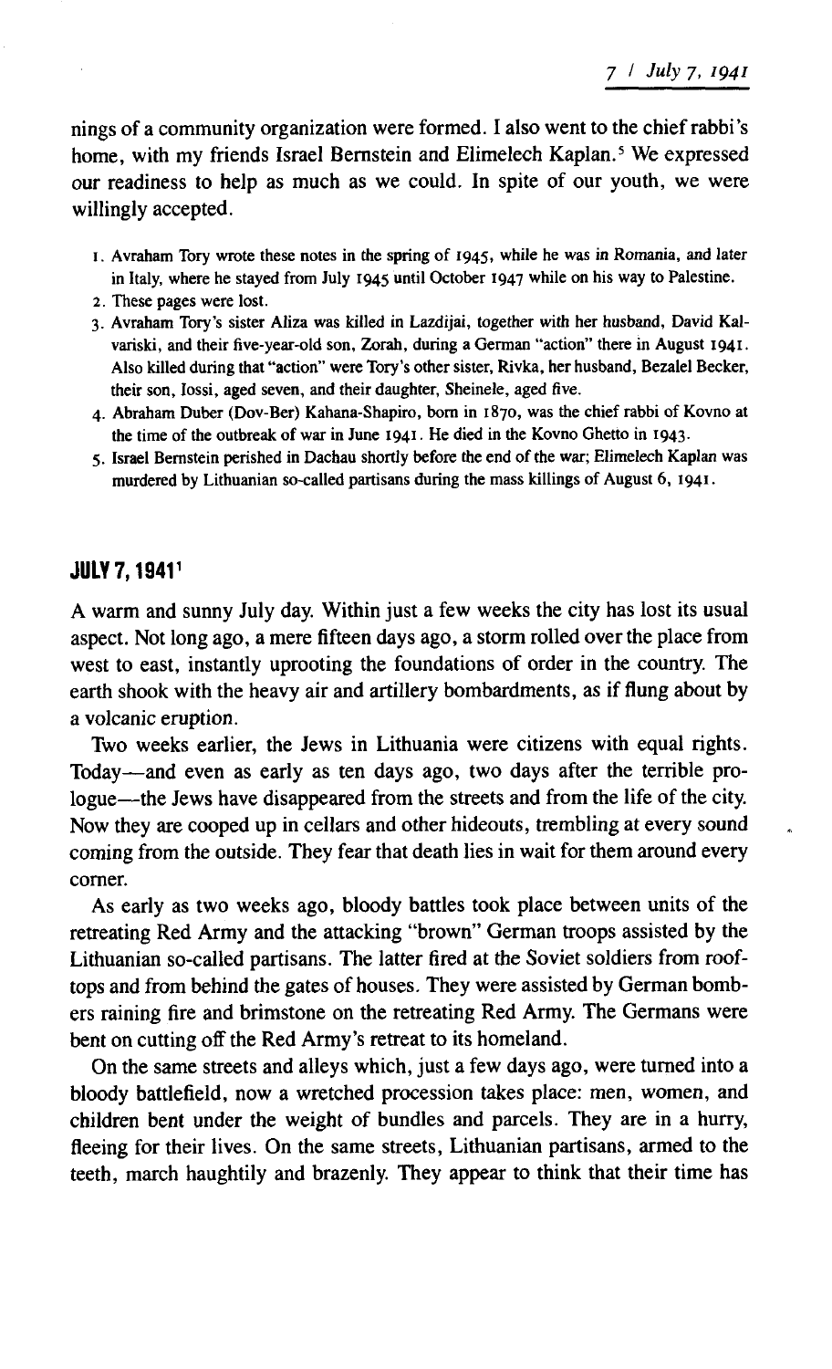nings of a community organization were formed. I also went to the chief rabbi's home, with my friends Israel Bernstein and Elimelech Kaplan.[5] We expressed our readiness to help as much as we could. In spite of our youth, we were willingly accepted.

1. Avraham Tory wrote these notes in the spring of 1945, while he was in Romania, and later in Italy, where he stayed from July 1945 until October 1947 while on his way to Palestine.
2. These pages were lost.
3. Avraham Tory's sister Aliza was killed in Lazdijai, together with her husband, David Kalvariski, and their five-year-old son, Zorah, during a German "action" there in August 1941. Also killed during that "action" were Tory's other sister, Rivka, her husband, Bezalel Becker, their son, Iossi, aged seven, and their daughter, Sheinele, aged five.
4. Abraham Duber (Dov-Ber) Kahana-Shapiro, born in 1870, was the chief rabbi of Kovno at the time of the outbreak of war in June 1941. He died in the Kovno Ghetto in 1943.
5. Israel Bernstein perished in Dachau shortly before the end of the war; Elimelech Kaplan was murdered by Lithuanian so-called partisans during the mass killings of August 6, 1941.

## JULY 7, 1941[1]

A warm and sunny July day. Within just a few weeks the city has lost its usual aspect. Not long ago, a mere fifteen days ago, a storm rolled over the place from west to east, instantly uprooting the foundations of order in the country. The earth shook with the heavy air and artillery bombardments, as if flung about by a volcanic eruption.

Two weeks earlier, the Jews in Lithuania were citizens with equal rights. Today—and even as early as ten days ago, two days after the terrible prologue—the Jews have disappeared from the streets and from the life of the city. Now they are cooped up in cellars and other hideouts, trembling at every sound coming from the outside. They fear that death lies in wait for them around every corner.

As early as two weeks ago, bloody battles took place between units of the retreating Red Army and the attacking "brown" German troops assisted by the Lithuanian so-called partisans. The latter fired at the Soviet soldiers from rooftops and from behind the gates of houses. They were assisted by German bombers raining fire and brimstone on the retreating Red Army. The Germans were bent on cutting off the Red Army's retreat to its homeland.

On the same streets and alleys which, just a few days ago, were turned into a bloody battlefield, now a wretched procession takes place: men, women, and children bent under the weight of bundles and parcels. They are in a hurry, fleeing for their lives. On the same streets, Lithuanian partisans, armed to the teeth, march haughtily and brazenly. They appear to think that their time has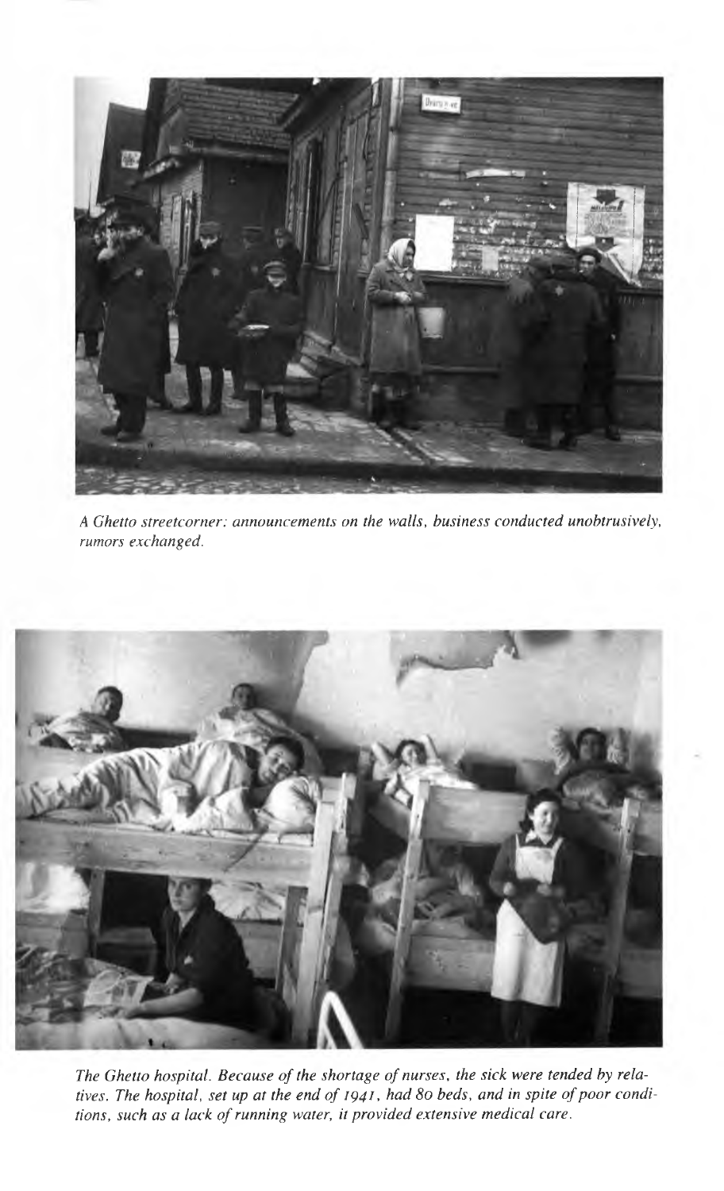*A Ghetto streetcorner: announcements on the walls, business conducted unobtrusively, rumors exchanged.*

*The Ghetto hospital. Because of the shortage of nurses, the sick were tended by relatives. The hospital, set up at the end of 1941, had 80 beds, and in spite of poor conditions, such as a lack of running water, it provided extensive medical care.*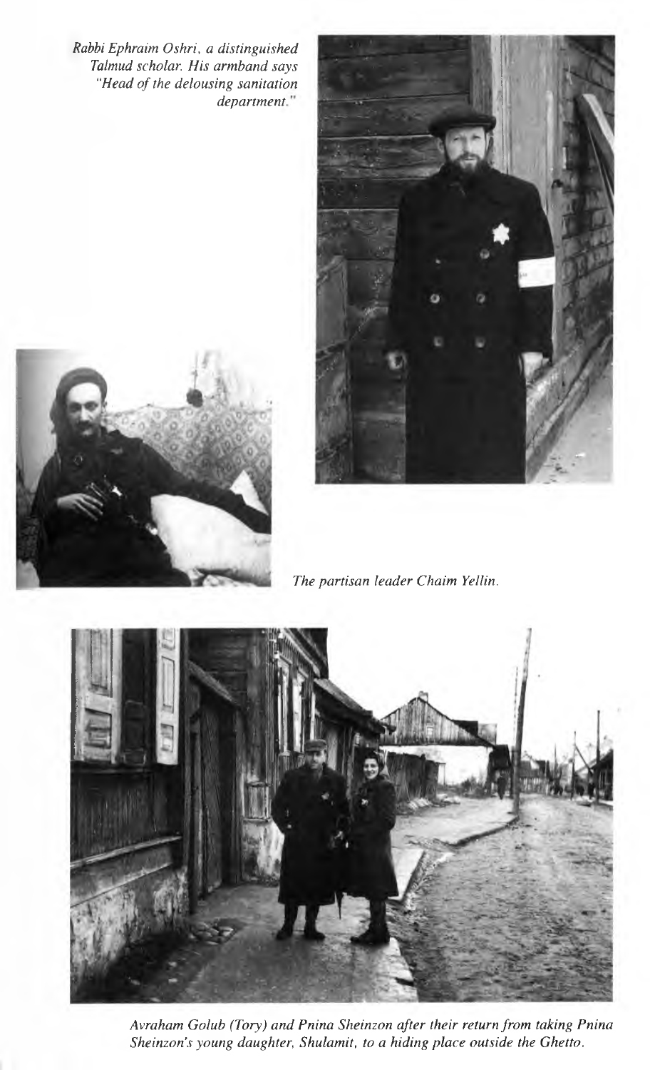*Rabbi Ephraim Oshri, a distinguished Talmud scholar. His armband says "Head of the delousing sanitation department."*

*The partisan leader Chaim Yellin.*

*Avraham Golub (Tory) and Pnina Sheinzon after their return from taking Pnina Sheinzon's young daughter, Shulamit, to a hiding place outside the Ghetto.*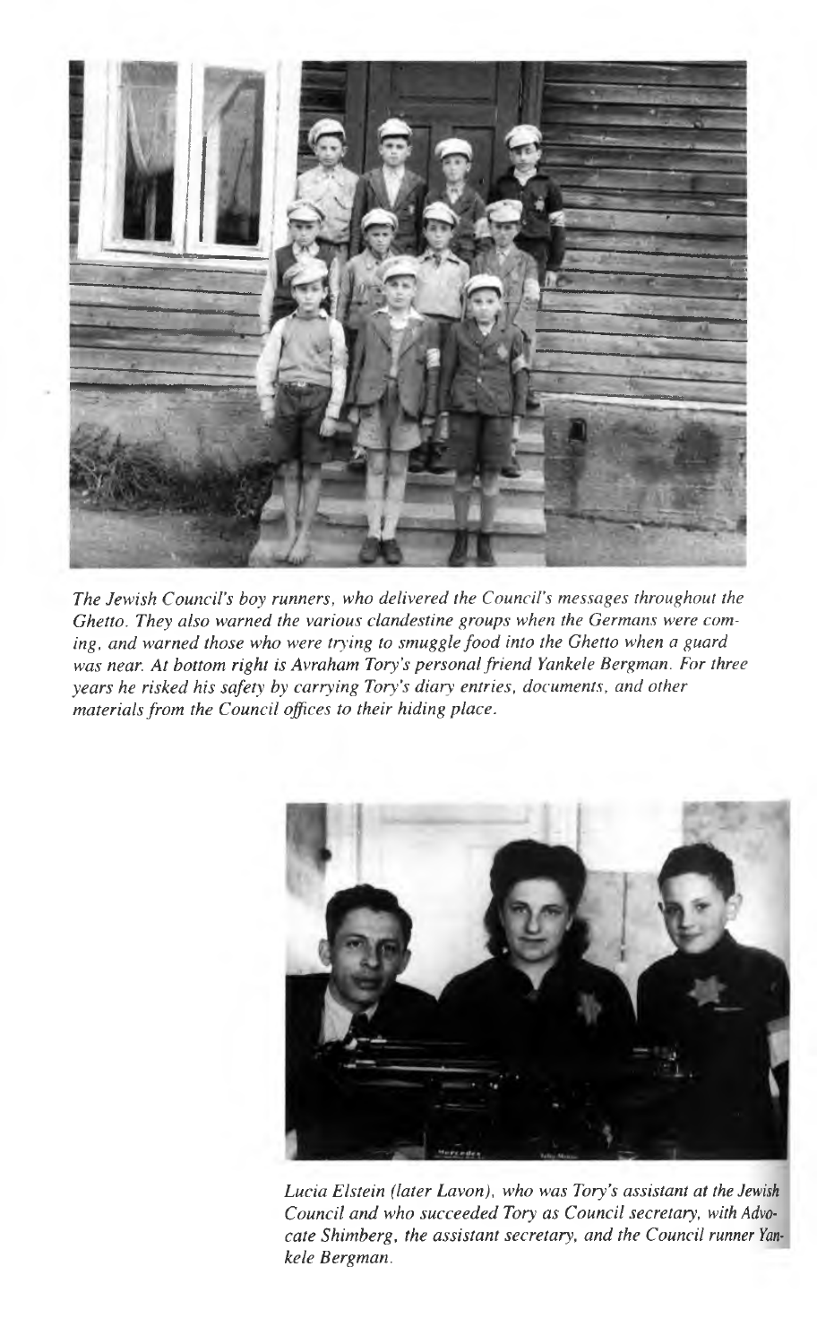*The Jewish Council's boy runners, who delivered the Council's messages throughout the Ghetto. They also warned the various clandestine groups when the Germans were coming, and warned those who were trying to smuggle food into the Ghetto when a guard was near. At bottom right is Avraham Tory's personal friend Yankele Bergman. For three years he risked his safety by carrying Tory's diary entries, documents, and other materials from the Council offices to their hiding place.*

*Lucia Elstein (later Lavon), who was Tory's assistant at the Jewish Council and who succeeded Tory as Council secretary, with Advocate Shimberg, the assistant secretary, and the Council runner Yankele Bergman.*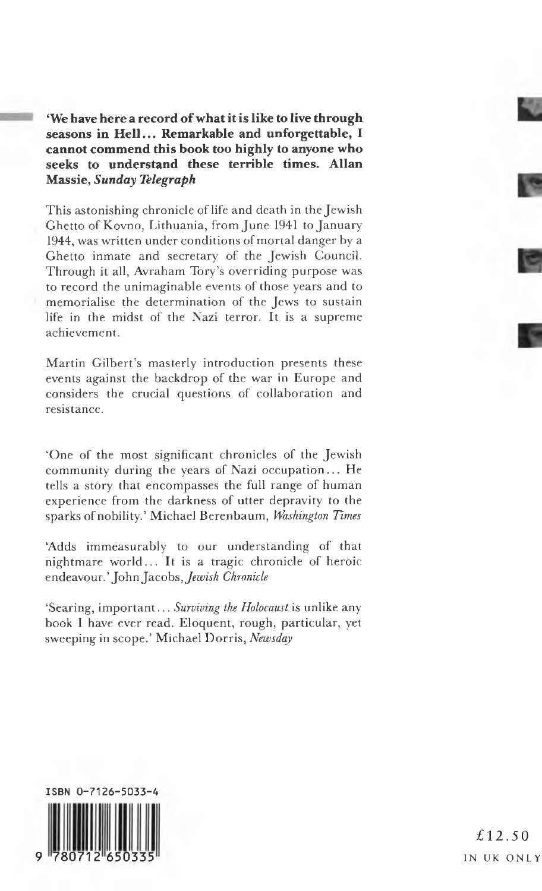**'We have here a record of what it is like to live through seasons in Hell... Remarkable and unforgettable, I cannot commend this book too highly to anyone who seeks to understand these terrible times. Allan Massie, *Sunday Telegraph***

This astonishing chronicle of life and death in the Jewish Ghetto of Kovno, Lithuania, from June 1941 to January 1944, was written under conditions of mortal danger by a Ghetto inmate and secretary of the Jewish Council. Through it all, Avraham Tory's overriding purpose was to record the unimaginable events of those years and to memorialise the determination of the Jews to sustain life in the midst of the Nazi terror. It is a supreme achievement.

Martin Gilbert's masterly introduction presents these events against the backdrop of the war in Europe and considers the crucial questions of collaboration and resistance.

'One of the most significant chronicles of the Jewish community during the years of Nazi occupation... He tells a story that encompasses the full range of human experience from the darkness of utter depravity to the sparks of nobility.' Michael Berenbaum, *Washington Times*

'Adds immeasurably to our understanding of that nightmare world... It is a tragic chronicle of heroic endeavour.' John Jacobs, *Jewish Chronicle*

'Searing, important... *Surviving the Holocaust* is unlike any book I have ever read. Eloquent, rough, particular, yet sweeping in scope.' Michael Dorris, *Newsday*

ISBN 0-7126-5033-4

9 780712 650335

£12.50

IN UK ONLY